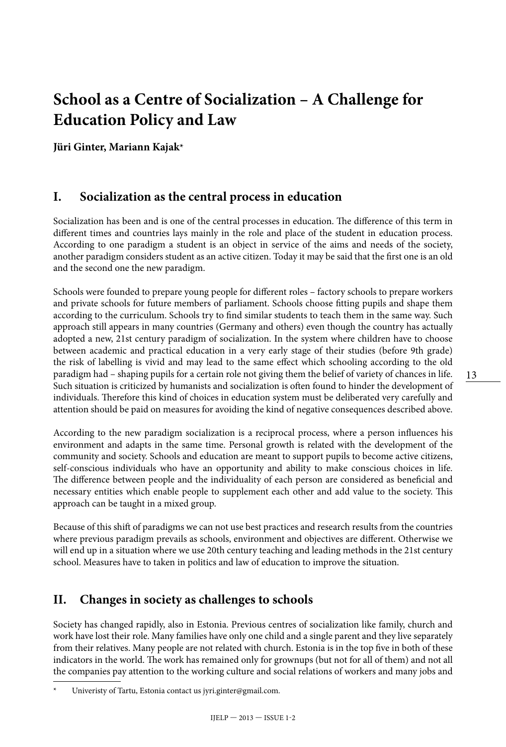# School as a Centre of Socialization – A Challenge for Education Policy and Law

**Jüri Ginter, Mariann Kajak***

## I. Socialization as the central process in education

Socialization has been and is one of the central processes in education. The difference of this term in different times and countries lays mainly in the role and place of the student in education process. According to one paradigm a student is an object in service of the aims and needs of the society, another paradigm considers student as an active citizen. Today it may be said that the first one is an old and the second one the new paradigm.

Schools were founded to prepare young people for different roles – factory schools to prepare workers and private schools for future members of parliament. Schools choose fitting pupils and shape them according to the curriculum. Schools try to find similar students to teach them in the same way. Such approach still appears in many countries (Germany and others) even though the country has actually adopted a new, 21st century paradigm of socialization. In the system where children have to choose between academic and practical education in a very early stage of their studies (before 9th grade) the risk of labelling is vivid and may lead to the same effect which schooling according to the old paradigm had – shaping pupils for a certain role not giving them the belief of variety of chances in life. Such situation is criticized by humanists and socialization is often found to hinder the development of individuals. Therefore this kind of choices in education system must be deliberated very carefully and attention should be paid on measures for avoiding the kind of negative consequences described above.

According to the new paradigm socialization is a reciprocal process, where a person influences his environment and adapts in the same time. Personal growth is related with the development of the community and society. Schools and education are meant to support pupils to become active citizens, self-conscious individuals who have an opportunity and ability to make conscious choices in life. The difference between people and the individuality of each person are considered as beneficial and necessary entities which enable people to supplement each other and add value to the society. This approach can be taught in a mixed group.

Because of this shift of paradigms we can not use best practices and research results from the countries where previous paradigm prevails as schools, environment and objectives are different. Otherwise we will end up in a situation where we use 20th century teaching and leading methods in the 21st century school. Measures have to taken in politics and law of education to improve the situation.

## II. Changes in society as challenges to schools

Society has changed rapidly, also in Estonia. Previous centres of socialization like family, church and work have lost their role. Many families have only one child and a single parent and they live separately from their relatives. Many people are not related with church. Estonia is in the top five in both of these indicators in the world. The work has remained only for grownups (but not for all of them) and not all the companies pay attention to the working culture and social relations of workers and many jobs and

---

\* Univeristy of Tartu, Estonia contact us jyri.ginter@gmail.com.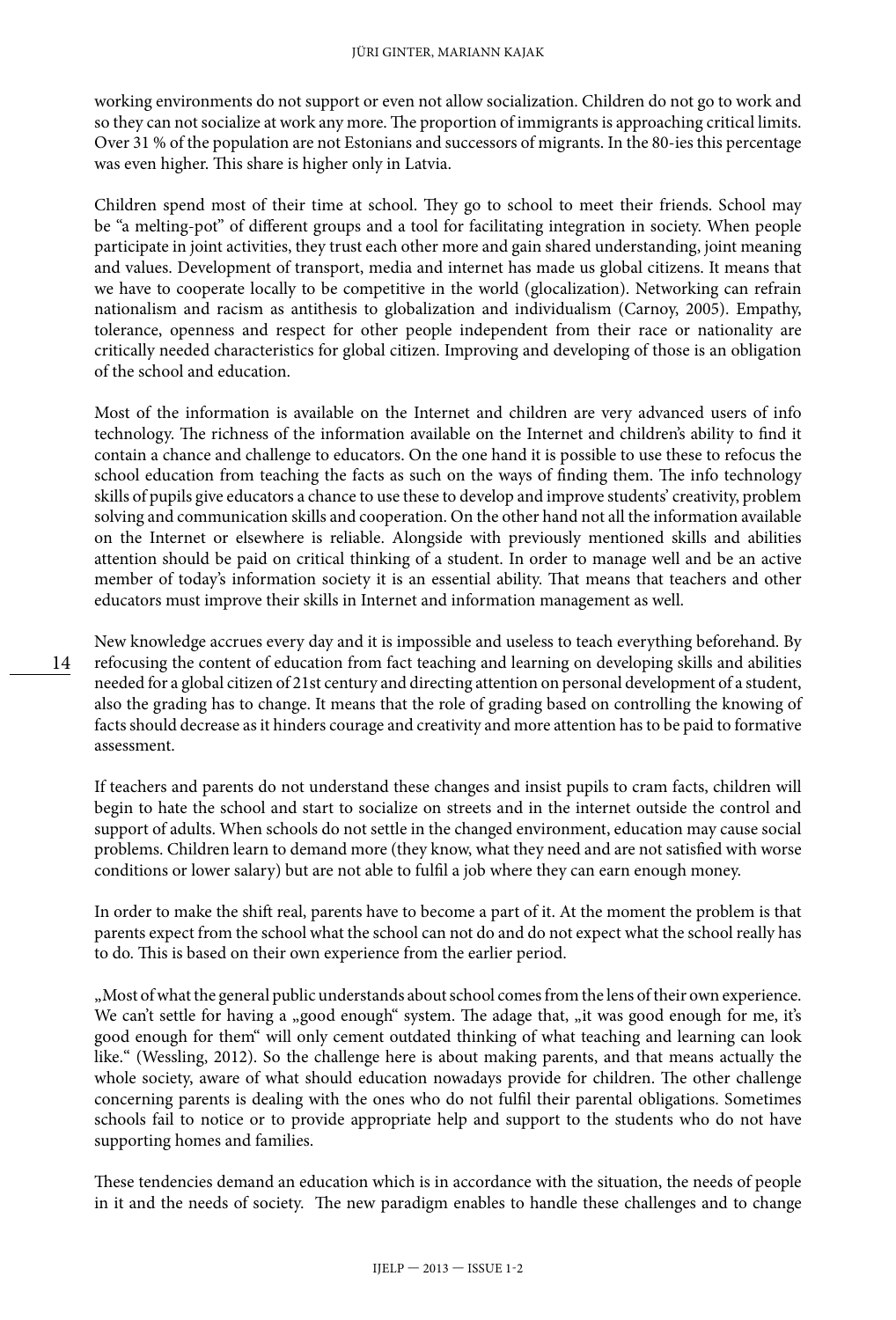working environments do not support or even not allow socialization. Children do not go to work and so they can not socialize at work any more. The proportion of immigrants is approaching critical limits. Over 31 % of the population are not Estonians and successors of migrants. In the 80-ies this percentage was even higher. This share is higher only in Latvia.

Children spend most of their time at school. They go to school to meet their friends. School may be "a melting-pot" of different groups and a tool for facilitating integration in society. When people participate in joint activities, they trust each other more and gain shared understanding, joint meaning and values. Development of transport, media and internet has made us global citizens. It means that we have to cooperate locally to be competitive in the world (glocalization). Networking can refrain nationalism and racism as antithesis to globalization and individualism (Carnoy, 2005). Empathy, tolerance, openness and respect for other people independent from their race or nationality are critically needed characteristics for global citizen. Improving and developing of those is an obligation of the school and education.

Most of the information is available on the Internet and children are very advanced users of info technology. The richness of the information available on the Internet and children's ability to find it contain a chance and challenge to educators. On the one hand it is possible to use these to refocus the school education from teaching the facts as such on the ways of finding them. The info technology skills of pupils give educators a chance to use these to develop and improve students' creativity, problem solving and communication skills and cooperation. On the other hand not all the information available on the Internet or elsewhere is reliable. Alongside with previously mentioned skills and abilities attention should be paid on critical thinking of a student. In order to manage well and be an active member of today's information society it is an essential ability. That means that teachers and other educators must improve their skills in Internet and information management as well.

New knowledge accrues every day and it is impossible and useless to teach everything beforehand. By refocusing the content of education from fact teaching and learning on developing skills and abilities needed for a global citizen of 21st century and directing attention on personal development of a student, also the grading has to change. It means that the role of grading based on controlling the knowing of facts should decrease as it hinders courage and creativity and more attention has to be paid to formative assessment.

If teachers and parents do not understand these changes and insist pupils to cram facts, children will begin to hate the school and start to socialize on streets and in the internet outside the control and support of adults. When schools do not settle in the changed environment, education may cause social problems. Children learn to demand more (they know, what they need and are not satisfied with worse conditions or lower salary) but are not able to fulfil a job where they can earn enough money.

In order to make the shift real, parents have to become a part of it. At the moment the problem is that parents expect from the school what the school can not do and do not expect what the school really has to do. This is based on their own experience from the earlier period.

„Most of what the general public understands about school comes from the lens of their own experience. We can't settle for having a „good enough" system. The adage that, „it was good enough for me, it's good enough for them" will only cement outdated thinking of what teaching and learning can look like." (Wessling, 2012). So the challenge here is about making parents, and that means actually the whole society, aware of what should education nowadays provide for children. The other challenge concerning parents is dealing with the ones who do not fulfil their parental obligations. Sometimes schools fail to notice or to provide appropriate help and support to the students who do not have supporting homes and families.

These tendencies demand an education which is in accordance with the situation, the needs of people in it and the needs of society. The new paradigm enables to handle these challenges and to change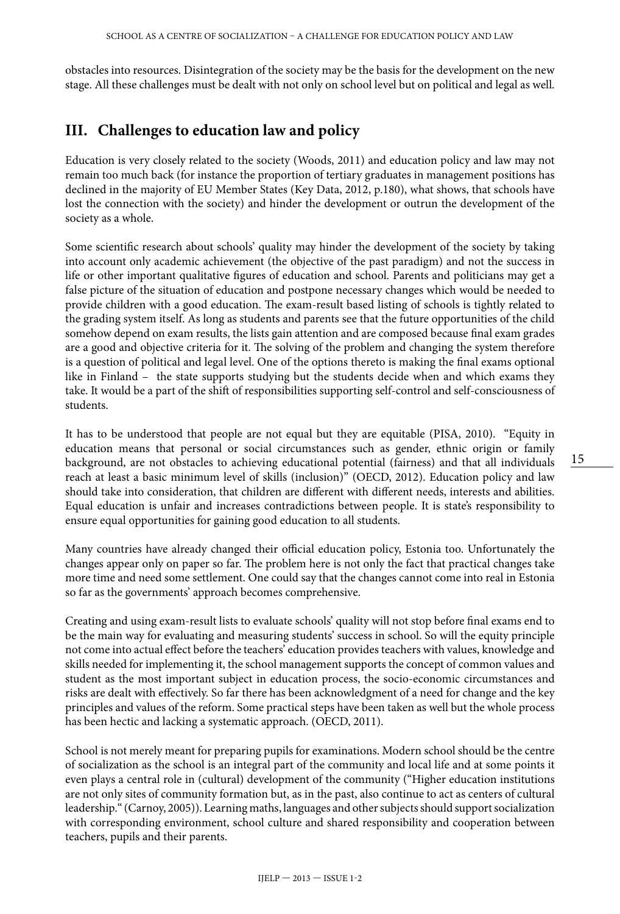obstacles into resources. Disintegration of the society may be the basis for the development on the new stage. All these challenges must be dealt with not only on school level but on political and legal as well.

## III. Challenges to education law and policy

Education is very closely related to the society (Woods, 2011) and education policy and law may not remain too much back (for instance the proportion of tertiary graduates in management positions has declined in the majority of EU Member States (Key Data, 2012, p.180), what shows, that schools have lost the connection with the society) and hinder the development or outrun the development of the society as a whole.

Some scientific research about schools' quality may hinder the development of the society by taking into account only academic achievement (the objective of the past paradigm) and not the success in life or other important qualitative figures of education and school. Parents and politicians may get a false picture of the situation of education and postpone necessary changes which would be needed to provide children with a good education. The exam-result based listing of schools is tightly related to the grading system itself. As long as students and parents see that the future opportunities of the child somehow depend on exam results, the lists gain attention and are composed because final exam grades are a good and objective criteria for it. The solving of the problem and changing the system therefore is a question of political and legal level. One of the options thereto is making the final exams optional like in Finland – the state supports studying but the students decide when and which exams they take. It would be a part of the shift of responsibilities supporting self-control and self-consciousness of students.

It has to be understood that people are not equal but they are equitable (PISA, 2010). "Equity in education means that personal or social circumstances such as gender, ethnic origin or family background, are not obstacles to achieving educational potential (fairness) and that all individuals reach at least a basic minimum level of skills (inclusion)" (OECD, 2012). Education policy and law should take into consideration, that children are different with different needs, interests and abilities. Equal education is unfair and increases contradictions between people. It is state's responsibility to ensure equal opportunities for gaining good education to all students.

Many countries have already changed their official education policy, Estonia too. Unfortunately the changes appear only on paper so far. The problem here is not only the fact that practical changes take more time and need some settlement. One could say that the changes cannot come into real in Estonia so far as the governments' approach becomes comprehensive.

Creating and using exam-result lists to evaluate schools' quality will not stop before final exams end to be the main way for evaluating and measuring students' success in school. So will the equity principle not come into actual effect before the teachers' education provides teachers with values, knowledge and skills needed for implementing it, the school management supports the concept of common values and student as the most important subject in education process, the socio-economic circumstances and risks are dealt with effectively. So far there has been acknowledgment of a need for change and the key principles and values of the reform. Some practical steps have been taken as well but the whole process has been hectic and lacking a systematic approach. (OECD, 2011).

School is not merely meant for preparing pupils for examinations. Modern school should be the centre of socialization as the school is an integral part of the community and local life and at some points it even plays a central role in (cultural) development of the community ("Higher education institutions are not only sites of community formation but, as in the past, also continue to act as centers of cultural leadership." (Carnoy, 2005)). Learning maths, languages and other subjects should support socialization with corresponding environment, school culture and shared responsibility and cooperation between teachers, pupils and their parents.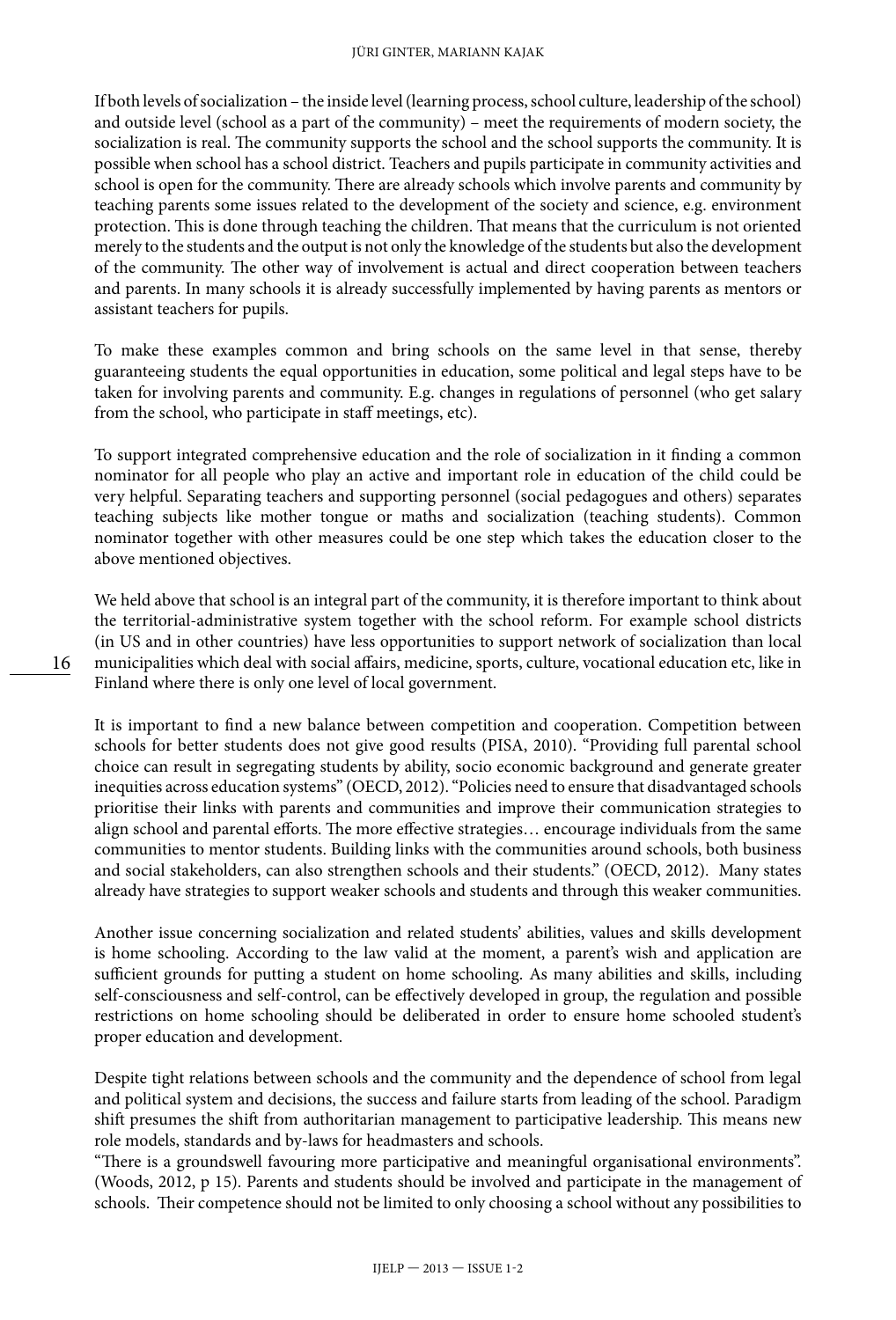If both levels of socialization – the inside level (learning process, school culture, leadership of the school) and outside level (school as a part of the community) – meet the requirements of modern society, the socialization is real. The community supports the school and the school supports the community. It is possible when school has a school district. Teachers and pupils participate in community activities and school is open for the community. There are already schools which involve parents and community by teaching parents some issues related to the development of the society and science, e.g. environment protection. This is done through teaching the children. That means that the curriculum is not oriented merely to the students and the output is not only the knowledge of the students but also the development of the community. The other way of involvement is actual and direct cooperation between teachers and parents. In many schools it is already successfully implemented by having parents as mentors or assistant teachers for pupils.

To make these examples common and bring schools on the same level in that sense, thereby guaranteeing students the equal opportunities in education, some political and legal steps have to be taken for involving parents and community. E.g. changes in regulations of personnel (who get salary from the school, who participate in staff meetings, etc).

To support integrated comprehensive education and the role of socialization in it finding a common nominator for all people who play an active and important role in education of the child could be very helpful. Separating teachers and supporting personnel (social pedagogues and others) separates teaching subjects like mother tongue or maths and socialization (teaching students). Common nominator together with other measures could be one step which takes the education closer to the above mentioned objectives.

We held above that school is an integral part of the community, it is therefore important to think about the territorial-administrative system together with the school reform. For example school districts (in US and in other countries) have less opportunities to support network of socialization than local municipalities which deal with social affairs, medicine, sports, culture, vocational education etc, like in Finland where there is only one level of local government.

It is important to find a new balance between competition and cooperation. Competition between schools for better students does not give good results (PISA, 2010). "Providing full parental school choice can result in segregating students by ability, socio economic background and generate greater inequities across education systems" (OECD, 2012). "Policies need to ensure that disadvantaged schools prioritise their links with parents and communities and improve their communication strategies to align school and parental efforts. The more effective strategies… encourage individuals from the same communities to mentor students. Building links with the communities around schools, both business and social stakeholders, can also strengthen schools and their students." (OECD, 2012). Many states already have strategies to support weaker schools and students and through this weaker communities.

Another issue concerning socialization and related students' abilities, values and skills development is home schooling. According to the law valid at the moment, a parent's wish and application are sufficient grounds for putting a student on home schooling. As many abilities and skills, including self-consciousness and self-control, can be effectively developed in group, the regulation and possible restrictions on home schooling should be deliberated in order to ensure home schooled student's proper education and development.

Despite tight relations between schools and the community and the dependence of school from legal and political system and decisions, the success and failure starts from leading of the school. Paradigm shift presumes the shift from authoritarian management to participative leadership. This means new role models, standards and by-laws for headmasters and schools.

"There is a groundswell favouring more participative and meaningful organisational environments". (Woods, 2012, p 15). Parents and students should be involved and participate in the management of schools. Their competence should not be limited to only choosing a school without any possibilities to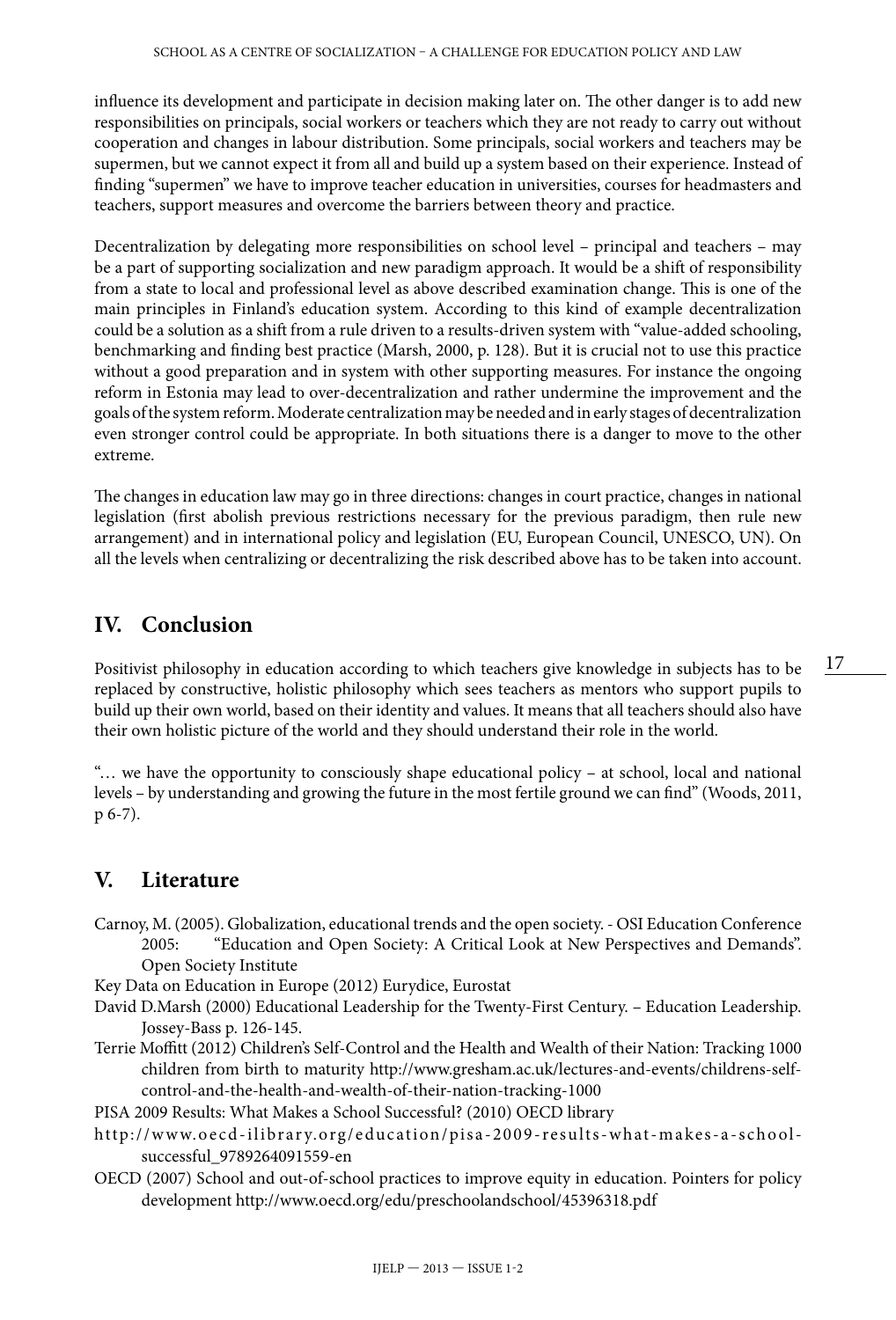influence its development and participate in decision making later on. The other danger is to add new responsibilities on principals, social workers or teachers which they are not ready to carry out without cooperation and changes in labour distribution. Some principals, social workers and teachers may be supermen, but we cannot expect it from all and build up a system based on their experience. Instead of finding "supermen" we have to improve teacher education in universities, courses for headmasters and teachers, support measures and overcome the barriers between theory and practice.

Decentralization by delegating more responsibilities on school level – principal and teachers – may be a part of supporting socialization and new paradigm approach. It would be a shift of responsibility from a state to local and professional level as above described examination change. This is one of the main principles in Finland's education system. According to this kind of example decentralization could be a solution as a shift from a rule driven to a results-driven system with "value-added schooling, benchmarking and finding best practice (Marsh, 2000, p. 128). But it is crucial not to use this practice without a good preparation and in system with other supporting measures. For instance the ongoing reform in Estonia may lead to over-decentralization and rather undermine the improvement and the goals of the system reform. Moderate centralization may be needed and in early stages of decentralization even stronger control could be appropriate. In both situations there is a danger to move to the other extreme.

The changes in education law may go in three directions: changes in court practice, changes in national legislation (first abolish previous restrictions necessary for the previous paradigm, then rule new arrangement) and in international policy and legislation (EU, European Council, UNESCO, UN). On all the levels when centralizing or decentralizing the risk described above has to be taken into account.

## IV. Conclusion

Positivist philosophy in education according to which teachers give knowledge in subjects has to be replaced by constructive, holistic philosophy which sees teachers as mentors who support pupils to build up their own world, based on their identity and values. It means that all teachers should also have their own holistic picture of the world and they should understand their role in the world.

"… we have the opportunity to consciously shape educational policy – at school, local and national levels – by understanding and growing the future in the most fertile ground we can find" (Woods, 2011, p 6-7).

## V. Literature

Carnoy, M. (2005). Globalization, educational trends and the open society. - OSI Education Conference 2005: "Education and Open Society: A Critical Look at New Perspectives and Demands". Open Society Institute

Key Data on Education in Europe (2012) Eurydice, Eurostat

David D.Marsh (2000) Educational Leadership for the Twenty-First Century. – Education Leadership. Jossey-Bass p. 126-145.

Terrie Moffitt (2012) Children's Self-Control and the Health and Wealth of their Nation: Tracking 1000 children from birth to maturity http://www.gresham.ac.uk/lectures-and-events/childrens-self-control-and-the-health-and-wealth-of-their-nation-tracking-1000

PISA 2009 Results: What Makes a School Successful? (2010) OECD library

http://www.oecd-ilibrary.org/education/pisa-2009-results-what-makes-a-school-successful_9789264091559-en

OECD (2007) School and out-of-school practices to improve equity in education. Pointers for policy development http://www.oecd.org/edu/preschoolandschool/45396318.pdf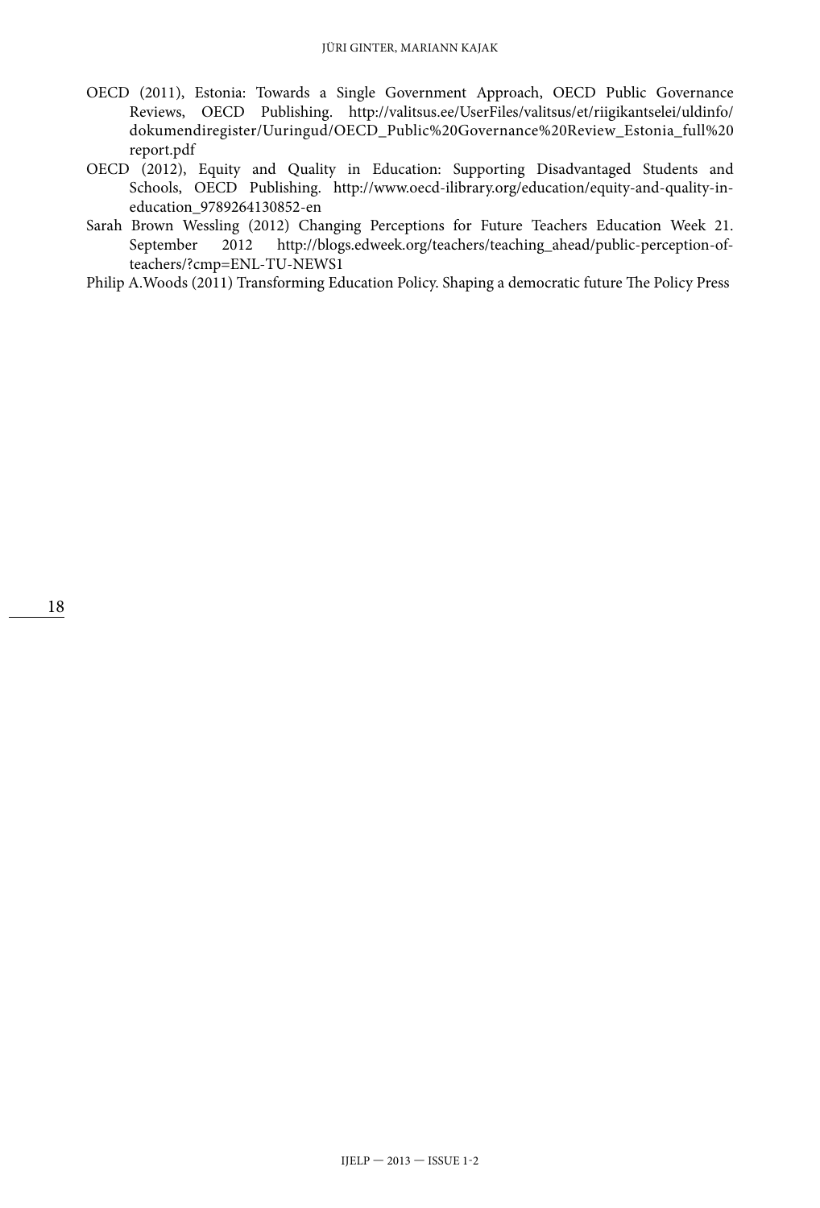OECD (2011), Estonia: Towards a Single Government Approach, OECD Public Governance Reviews, OECD Publishing. http://valitsus.ee/UserFiles/valitsus/et/riigikantselei/uldinfo/dokumendiregister/Uuringud/OECD_Public%20Governance%20Review_Estonia_full%20report.pdf

OECD (2012), Equity and Quality in Education: Supporting Disadvantaged Students and Schools, OECD Publishing. http://www.oecd-ilibrary.org/education/equity-and-quality-in-education_9789264130852-en

Sarah Brown Wessling (2012) Changing Perceptions for Future Teachers Education Week 21. September 2012 http://blogs.edweek.org/teachers/teaching_ahead/public-perception-of-teachers/?cmp=ENL-TU-NEWS1

Philip A.Woods (2011) Transforming Education Policy. Shaping a democratic future The Policy Press